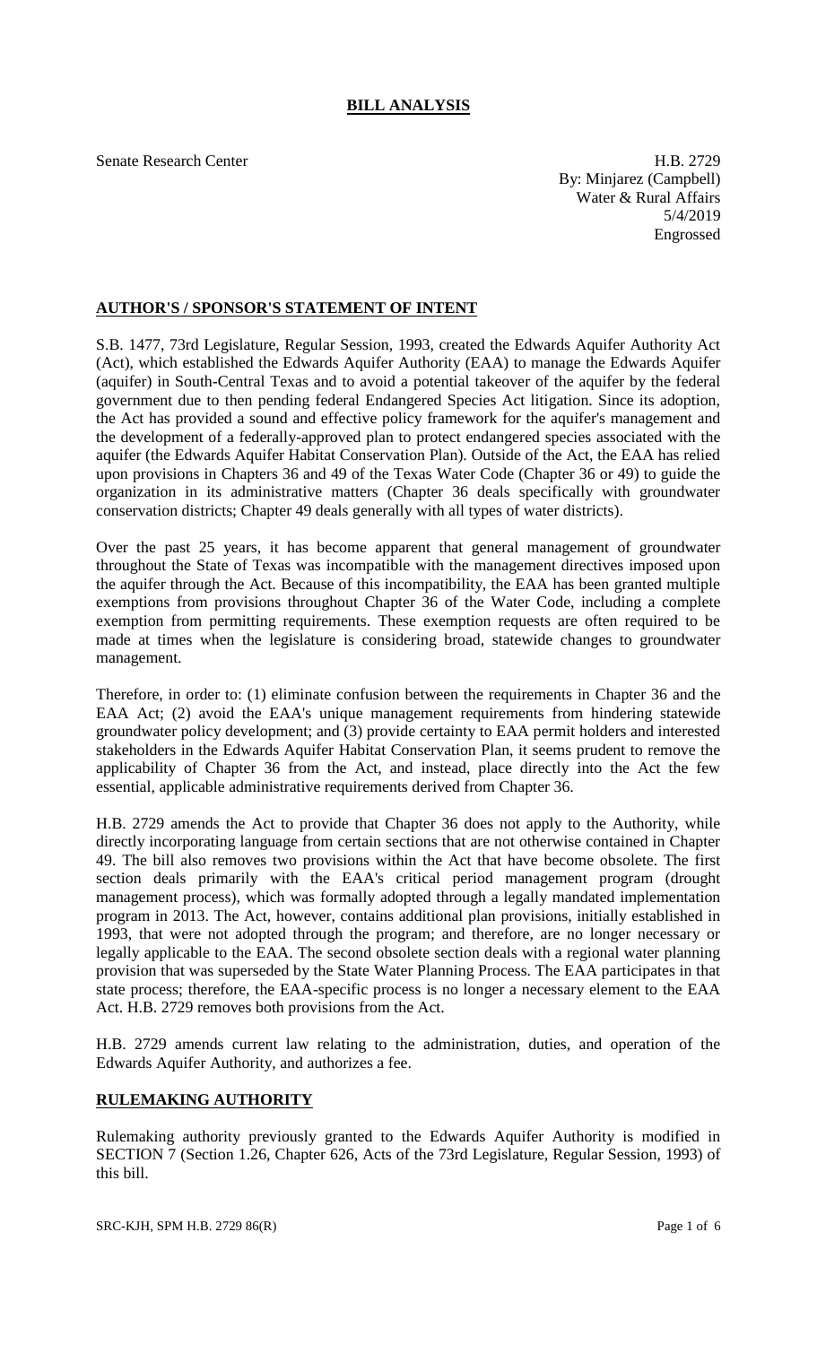# BILL ANALYSIS

Senate Research Center

H.B. 2729
By: Minjarez (Campbell)
Water & Rural Affairs
5/4/2019
Engrossed

## AUTHOR'S / SPONSOR'S STATEMENT OF INTENT

S.B. 1477, 73rd Legislature, Regular Session, 1993, created the Edwards Aquifer Authority Act (Act), which established the Edwards Aquifer Authority (EAA) to manage the Edwards Aquifer (aquifer) in South-Central Texas and to avoid a potential takeover of the aquifer by the federal government due to then pending federal Endangered Species Act litigation. Since its adoption, the Act has provided a sound and effective policy framework for the aquifer's management and the development of a federally-approved plan to protect endangered species associated with the aquifer (the Edwards Aquifer Habitat Conservation Plan). Outside of the Act, the EAA has relied upon provisions in Chapters 36 and 49 of the Texas Water Code (Chapter 36 or 49) to guide the organization in its administrative matters (Chapter 36 deals specifically with groundwater conservation districts; Chapter 49 deals generally with all types of water districts).

Over the past 25 years, it has become apparent that general management of groundwater throughout the State of Texas was incompatible with the management directives imposed upon the aquifer through the Act. Because of this incompatibility, the EAA has been granted multiple exemptions from provisions throughout Chapter 36 of the Water Code, including a complete exemption from permitting requirements. These exemption requests are often required to be made at times when the legislature is considering broad, statewide changes to groundwater management.

Therefore, in order to: (1) eliminate confusion between the requirements in Chapter 36 and the EAA Act; (2) avoid the EAA's unique management requirements from hindering statewide groundwater policy development; and (3) provide certainty to EAA permit holders and interested stakeholders in the Edwards Aquifer Habitat Conservation Plan, it seems prudent to remove the applicability of Chapter 36 from the Act, and instead, place directly into the Act the few essential, applicable administrative requirements derived from Chapter 36.

H.B. 2729 amends the Act to provide that Chapter 36 does not apply to the Authority, while directly incorporating language from certain sections that are not otherwise contained in Chapter 49. The bill also removes two provisions within the Act that have become obsolete. The first section deals primarily with the EAA's critical period management program (drought management process), which was formally adopted through a legally mandated implementation program in 2013. The Act, however, contains additional plan provisions, initially established in 1993, that were not adopted through the program; and therefore, are no longer necessary or legally applicable to the EAA. The second obsolete section deals with a regional water planning provision that was superseded by the State Water Planning Process. The EAA participates in that state process; therefore, the EAA-specific process is no longer a necessary element to the EAA Act. H.B. 2729 removes both provisions from the Act.

H.B. 2729 amends current law relating to the administration, duties, and operation of the Edwards Aquifer Authority, and authorizes a fee.

## RULEMAKING AUTHORITY

Rulemaking authority previously granted to the Edwards Aquifer Authority is modified in SECTION 7 (Section 1.26, Chapter 626, Acts of the 73rd Legislature, Regular Session, 1993) of this bill.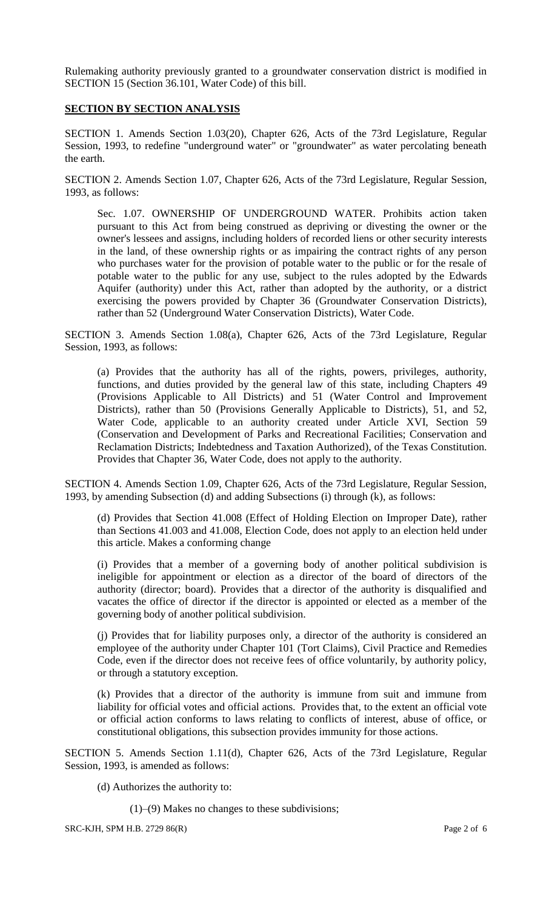Rulemaking authority previously granted to a groundwater conservation district is modified in SECTION 15 (Section 36.101, Water Code) of this bill.

## SECTION BY SECTION ANALYSIS

SECTION 1. Amends Section 1.03(20), Chapter 626, Acts of the 73rd Legislature, Regular Session, 1993, to redefine "underground water" or "groundwater" as water percolating beneath the earth.

SECTION 2. Amends Section 1.07, Chapter 626, Acts of the 73rd Legislature, Regular Session, 1993, as follows:

Sec. 1.07. OWNERSHIP OF UNDERGROUND WATER. Prohibits action taken pursuant to this Act from being construed as depriving or divesting the owner or the owner's lessees and assigns, including holders of recorded liens or other security interests in the land, of these ownership rights or as impairing the contract rights of any person who purchases water for the provision of potable water to the public or for the resale of potable water to the public for any use, subject to the rules adopted by the Edwards Aquifer (authority) under this Act, rather than adopted by the authority, or a district exercising the powers provided by Chapter 36 (Groundwater Conservation Districts), rather than 52 (Underground Water Conservation Districts), Water Code.

SECTION 3. Amends Section 1.08(a), Chapter 626, Acts of the 73rd Legislature, Regular Session, 1993, as follows:

(a) Provides that the authority has all of the rights, powers, privileges, authority, functions, and duties provided by the general law of this state, including Chapters 49 (Provisions Applicable to All Districts) and 51 (Water Control and Improvement Districts), rather than 50 (Provisions Generally Applicable to Districts), 51, and 52, Water Code, applicable to an authority created under Article XVI, Section 59 (Conservation and Development of Parks and Recreational Facilities; Conservation and Reclamation Districts; Indebtedness and Taxation Authorized), of the Texas Constitution. Provides that Chapter 36, Water Code, does not apply to the authority.

SECTION 4. Amends Section 1.09, Chapter 626, Acts of the 73rd Legislature, Regular Session, 1993, by amending Subsection (d) and adding Subsections (i) through (k), as follows:

(d) Provides that Section 41.008 (Effect of Holding Election on Improper Date), rather than Sections 41.003 and 41.008, Election Code, does not apply to an election held under this article. Makes a conforming change

(i) Provides that a member of a governing body of another political subdivision is ineligible for appointment or election as a director of the board of directors of the authority (director; board). Provides that a director of the authority is disqualified and vacates the office of director if the director is appointed or elected as a member of the governing body of another political subdivision.

(j) Provides that for liability purposes only, a director of the authority is considered an employee of the authority under Chapter 101 (Tort Claims), Civil Practice and Remedies Code, even if the director does not receive fees of office voluntarily, by authority policy, or through a statutory exception.

(k) Provides that a director of the authority is immune from suit and immune from liability for official votes and official actions. Provides that, to the extent an official vote or official action conforms to laws relating to conflicts of interest, abuse of office, or constitutional obligations, this subsection provides immunity for those actions.

SECTION 5. Amends Section 1.11(d), Chapter 626, Acts of the 73rd Legislature, Regular Session, 1993, is amended as follows:

(d) Authorizes the authority to:

(1)–(9) Makes no changes to these subdivisions;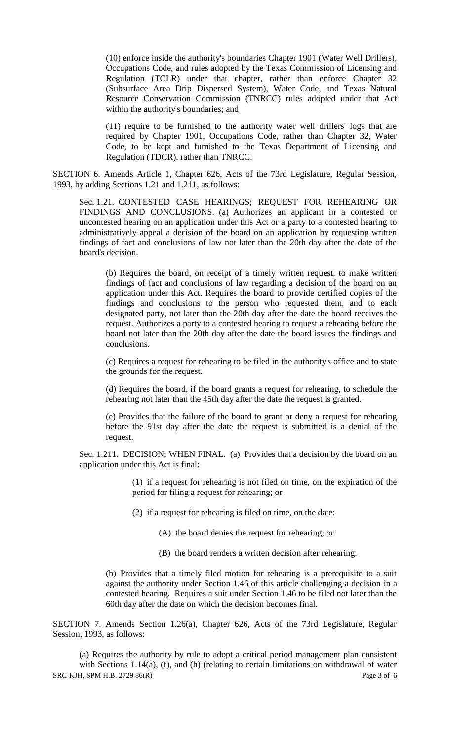(10) enforce inside the authority's boundaries Chapter 1901 (Water Well Drillers), Occupations Code, and rules adopted by the Texas Commission of Licensing and Regulation (TCLR) under that chapter, rather than enforce Chapter 32 (Subsurface Area Drip Dispersed System), Water Code, and Texas Natural Resource Conservation Commission (TNRCC) rules adopted under that Act within the authority's boundaries; and

(11) require to be furnished to the authority water well drillers' logs that are required by Chapter 1901, Occupations Code, rather than Chapter 32, Water Code, to be kept and furnished to the Texas Department of Licensing and Regulation (TDCR), rather than TNRCC.

SECTION 6. Amends Article 1, Chapter 626, Acts of the 73rd Legislature, Regular Session, 1993, by adding Sections 1.21 and 1.211, as follows:

Sec. 1.21. CONTESTED CASE HEARINGS; REQUEST FOR REHEARING OR FINDINGS AND CONCLUSIONS. (a) Authorizes an applicant in a contested or uncontested hearing on an application under this Act or a party to a contested hearing to administratively appeal a decision of the board on an application by requesting written findings of fact and conclusions of law not later than the 20th day after the date of the board's decision.

(b) Requires the board, on receipt of a timely written request, to make written findings of fact and conclusions of law regarding a decision of the board on an application under this Act. Requires the board to provide certified copies of the findings and conclusions to the person who requested them, and to each designated party, not later than the 20th day after the date the board receives the request. Authorizes a party to a contested hearing to request a rehearing before the board not later than the 20th day after the date the board issues the findings and conclusions.

(c) Requires a request for rehearing to be filed in the authority's office and to state the grounds for the request.

(d) Requires the board, if the board grants a request for rehearing, to schedule the rehearing not later than the 45th day after the date the request is granted.

(e) Provides that the failure of the board to grant or deny a request for rehearing before the 91st day after the date the request is submitted is a denial of the request.

Sec. 1.211. DECISION; WHEN FINAL. (a) Provides that a decision by the board on an application under this Act is final:

(1) if a request for rehearing is not filed on time, on the expiration of the period for filing a request for rehearing; or

(2) if a request for rehearing is filed on time, on the date:

(A) the board denies the request for rehearing; or

(B) the board renders a written decision after rehearing.

(b) Provides that a timely filed motion for rehearing is a prerequisite to a suit against the authority under Section 1.46 of this article challenging a decision in a contested hearing. Requires a suit under Section 1.46 to be filed not later than the 60th day after the date on which the decision becomes final.

SECTION 7. Amends Section 1.26(a), Chapter 626, Acts of the 73rd Legislature, Regular Session, 1993, as follows:

(a) Requires the authority by rule to adopt a critical period management plan consistent with Sections 1.14(a), (f), and (h) (relating to certain limitations on withdrawal of water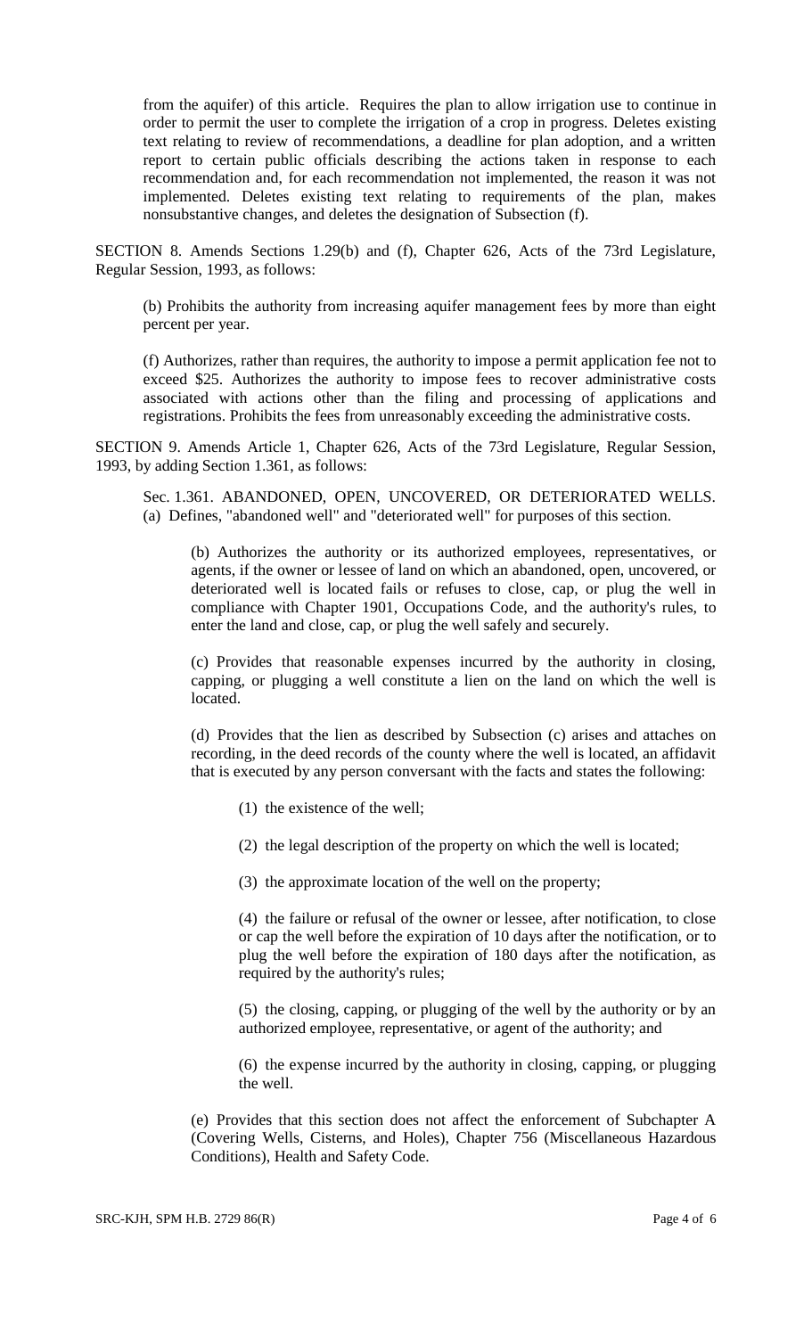from the aquifer) of this article. Requires the plan to allow irrigation use to continue in order to permit the user to complete the irrigation of a crop in progress. Deletes existing text relating to review of recommendations, a deadline for plan adoption, and a written report to certain public officials describing the actions taken in response to each recommendation and, for each recommendation not implemented, the reason it was not implemented. Deletes existing text relating to requirements of the plan, makes nonsubstantive changes, and deletes the designation of Subsection (f).

SECTION 8. Amends Sections 1.29(b) and (f), Chapter 626, Acts of the 73rd Legislature, Regular Session, 1993, as follows:

(b) Prohibits the authority from increasing aquifer management fees by more than eight percent per year.

(f) Authorizes, rather than requires, the authority to impose a permit application fee not to exceed $25. Authorizes the authority to impose fees to recover administrative costs associated with actions other than the filing and processing of applications and registrations. Prohibits the fees from unreasonably exceeding the administrative costs.

SECTION 9. Amends Article 1, Chapter 626, Acts of the 73rd Legislature, Regular Session, 1993, by adding Section 1.361, as follows:

Sec. 1.361. ABANDONED, OPEN, UNCOVERED, OR DETERIORATED WELLS. (a) Defines, "abandoned well" and "deteriorated well" for purposes of this section.

(b) Authorizes the authority or its authorized employees, representatives, or agents, if the owner or lessee of land on which an abandoned, open, uncovered, or deteriorated well is located fails or refuses to close, cap, or plug the well in compliance with Chapter 1901, Occupations Code, and the authority's rules, to enter the land and close, cap, or plug the well safely and securely.

(c) Provides that reasonable expenses incurred by the authority in closing, capping, or plugging a well constitute a lien on the land on which the well is located.

(d) Provides that the lien as described by Subsection (c) arises and attaches on recording, in the deed records of the county where the well is located, an affidavit that is executed by any person conversant with the facts and states the following:

(1) the existence of the well;

(2) the legal description of the property on which the well is located;

(3) the approximate location of the well on the property;

(4) the failure or refusal of the owner or lessee, after notification, to close or cap the well before the expiration of 10 days after the notification, or to plug the well before the expiration of 180 days after the notification, as required by the authority's rules;

(5) the closing, capping, or plugging of the well by the authority or by an authorized employee, representative, or agent of the authority; and

(6) the expense incurred by the authority in closing, capping, or plugging the well.

(e) Provides that this section does not affect the enforcement of Subchapter A (Covering Wells, Cisterns, and Holes), Chapter 756 (Miscellaneous Hazardous Conditions), Health and Safety Code.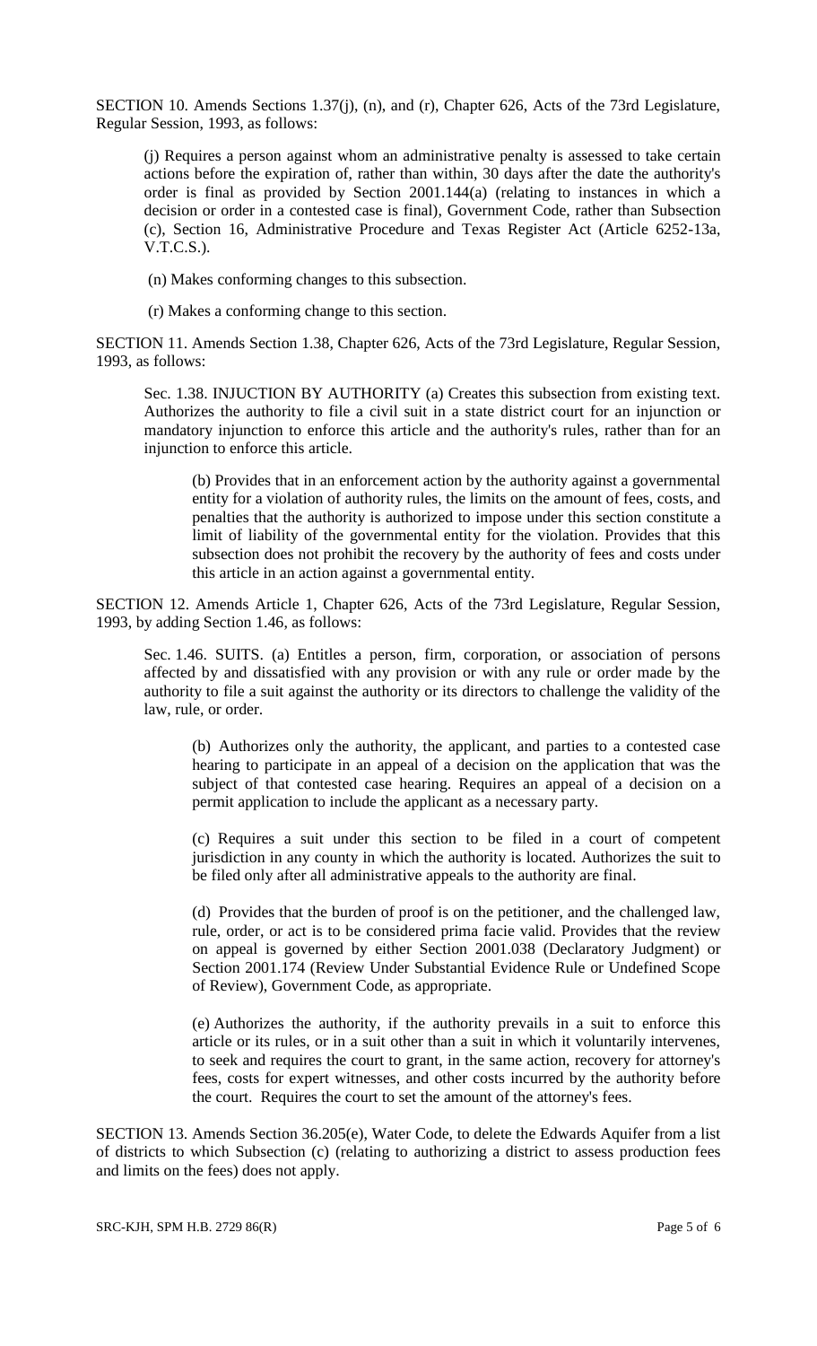SECTION 10. Amends Sections 1.37(j), (n), and (r), Chapter 626, Acts of the 73rd Legislature, Regular Session, 1993, as follows:

(j) Requires a person against whom an administrative penalty is assessed to take certain actions before the expiration of, rather than within, 30 days after the date the authority's order is final as provided by Section 2001.144(a) (relating to instances in which a decision or order in a contested case is final), Government Code, rather than Subsection (c), Section 16, Administrative Procedure and Texas Register Act (Article 6252-13a, V.T.C.S.).

(n) Makes conforming changes to this subsection.

(r) Makes a conforming change to this section.

SECTION 11. Amends Section 1.38, Chapter 626, Acts of the 73rd Legislature, Regular Session, 1993, as follows:

Sec. 1.38. INJUCTION BY AUTHORITY (a) Creates this subsection from existing text. Authorizes the authority to file a civil suit in a state district court for an injunction or mandatory injunction to enforce this article and the authority's rules, rather than for an injunction to enforce this article.

(b) Provides that in an enforcement action by the authority against a governmental entity for a violation of authority rules, the limits on the amount of fees, costs, and penalties that the authority is authorized to impose under this section constitute a limit of liability of the governmental entity for the violation. Provides that this subsection does not prohibit the recovery by the authority of fees and costs under this article in an action against a governmental entity.

SECTION 12. Amends Article 1, Chapter 626, Acts of the 73rd Legislature, Regular Session, 1993, by adding Section 1.46, as follows:

Sec. 1.46. SUITS. (a) Entitles a person, firm, corporation, or association of persons affected by and dissatisfied with any provision or with any rule or order made by the authority to file a suit against the authority or its directors to challenge the validity of the law, rule, or order.

(b) Authorizes only the authority, the applicant, and parties to a contested case hearing to participate in an appeal of a decision on the application that was the subject of that contested case hearing. Requires an appeal of a decision on a permit application to include the applicant as a necessary party.

(c) Requires a suit under this section to be filed in a court of competent jurisdiction in any county in which the authority is located. Authorizes the suit to be filed only after all administrative appeals to the authority are final.

(d) Provides that the burden of proof is on the petitioner, and the challenged law, rule, order, or act is to be considered prima facie valid. Provides that the review on appeal is governed by either Section 2001.038 (Declaratory Judgment) or Section 2001.174 (Review Under Substantial Evidence Rule or Undefined Scope of Review), Government Code, as appropriate.

(e) Authorizes the authority, if the authority prevails in a suit to enforce this article or its rules, or in a suit other than a suit in which it voluntarily intervenes, to seek and requires the court to grant, in the same action, recovery for attorney's fees, costs for expert witnesses, and other costs incurred by the authority before the court. Requires the court to set the amount of the attorney's fees.

SECTION 13. Amends Section 36.205(e), Water Code, to delete the Edwards Aquifer from a list of districts to which Subsection (c) (relating to authorizing a district to assess production fees and limits on the fees) does not apply.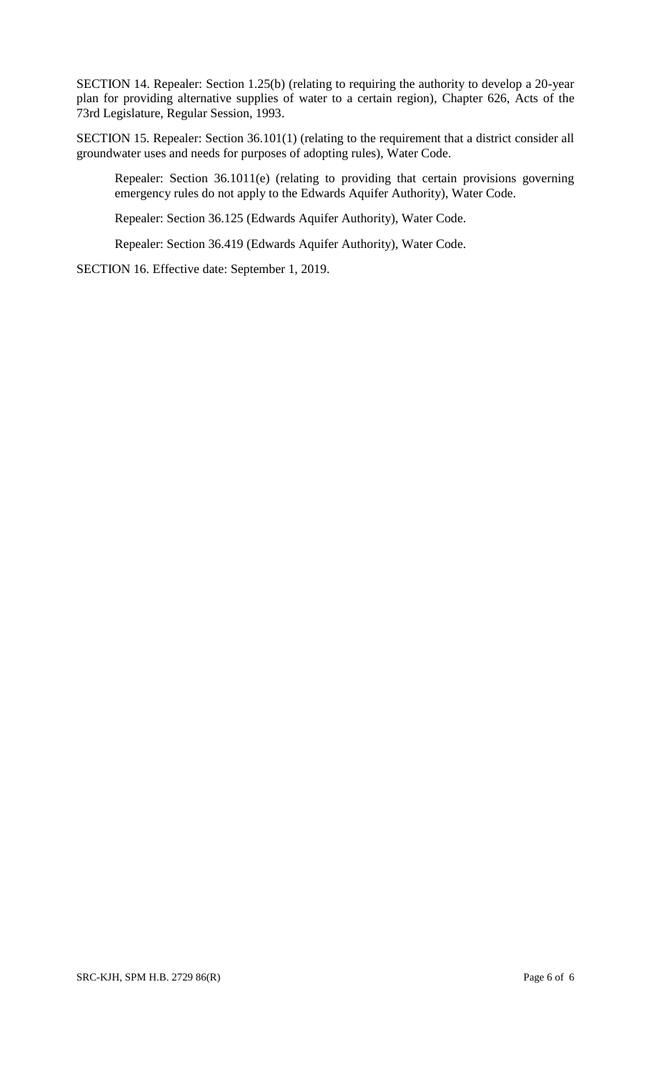SECTION 14. Repealer: Section 1.25(b) (relating to requiring the authority to develop a 20-year plan for providing alternative supplies of water to a certain region), Chapter 626, Acts of the 73rd Legislature, Regular Session, 1993.

SECTION 15. Repealer: Section 36.101(1) (relating to the requirement that a district consider all groundwater uses and needs for purposes of adopting rules), Water Code.

> Repealer: Section 36.1011(e) (relating to providing that certain provisions governing emergency rules do not apply to the Edwards Aquifer Authority), Water Code.
>
> Repealer: Section 36.125 (Edwards Aquifer Authority), Water Code.
>
> Repealer: Section 36.419 (Edwards Aquifer Authority), Water Code.

SECTION 16. Effective date: September 1, 2019.